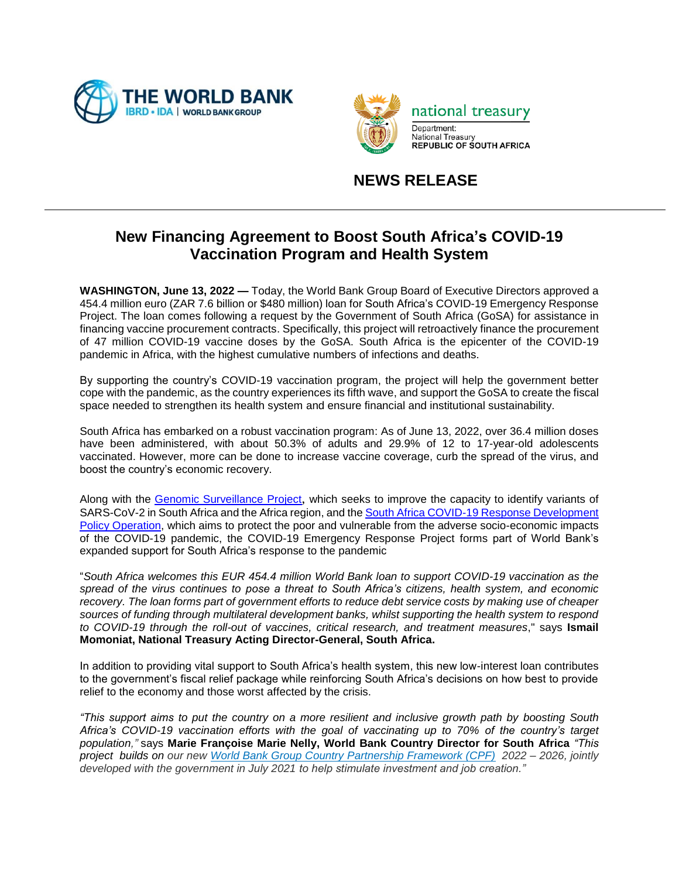THE WORLD BANK
IBRD • IDA | WORLD BANK GROUP

national treasury
Department:
National Treasury
REPUBLIC OF SOUTH AFRICA

**NEWS RELEASE**

# New Financing Agreement to Boost South Africa's COVID-19 Vaccination Program and Health System

**WASHINGTON, June 13, 2022 —** Today, the World Bank Group Board of Executive Directors approved a 454.4 million euro (ZAR 7.6 billion or $480 million) loan for South Africa's COVID-19 Emergency Response Project. The loan comes following a request by the Government of South Africa (GoSA) for assistance in financing vaccine procurement contracts. Specifically, this project will retroactively finance the procurement of 47 million COVID-19 vaccine doses by the GoSA. South Africa is the epicenter of the COVID-19 pandemic in Africa, with the highest cumulative numbers of infections and deaths.

By supporting the country's COVID-19 vaccination program, the project will help the government better cope with the pandemic, as the country experiences its fifth wave, and support the GoSA to create the fiscal space needed to strengthen its health system and ensure financial and institutional sustainability.

South Africa has embarked on a robust vaccination program: As of June 13, 2022, over 36.4 million doses have been administered, with about 50.3% of adults and 29.9% of 12 to 17-year-old adolescents vaccinated. However, more can be done to increase vaccine coverage, curb the spread of the virus, and boost the country's economic recovery.

Along with the [Genomic Surveillance Project](), which seeks to improve the capacity to identify variants of SARS-CoV-2 in South Africa and the Africa region, and the [South Africa COVID-19 Response Development Policy Operation](), which aims to protect the poor and vulnerable from the adverse socio-economic impacts of the COVID-19 pandemic, the COVID-19 Emergency Response Project forms part of World Bank's expanded support for South Africa's response to the pandemic

"*South Africa welcomes this EUR 454.4 million World Bank loan to support COVID-19 vaccination as the spread of the virus continues to pose a threat to South Africa's citizens, health system, and economic recovery. The loan forms part of government efforts to reduce debt service costs by making use of cheaper sources of funding through multilateral development banks, whilst supporting the health system to respond to COVID-19 through the roll-out of vaccines, critical research, and treatment measures*," says **Ismail Momoniat, National Treasury Acting Director-General, South Africa.**

In addition to providing vital support to South Africa's health system, this new low-interest loan contributes to the government's fiscal relief package while reinforcing South Africa's decisions on how best to provide relief to the economy and those worst affected by the crisis.

*"This support aims to put the country on a more resilient and inclusive growth path by boosting South Africa's COVID-19 vaccination efforts with the goal of vaccinating up to 70% of the country's target population,"* says **Marie Françoise Marie Nelly, World Bank Country Director for South Africa** *"This project builds on our new [World Bank Group Country Partnership Framework (CPF)]() 2022 – 2026, jointly developed with the government in July 2021 to help stimulate investment and job creation."*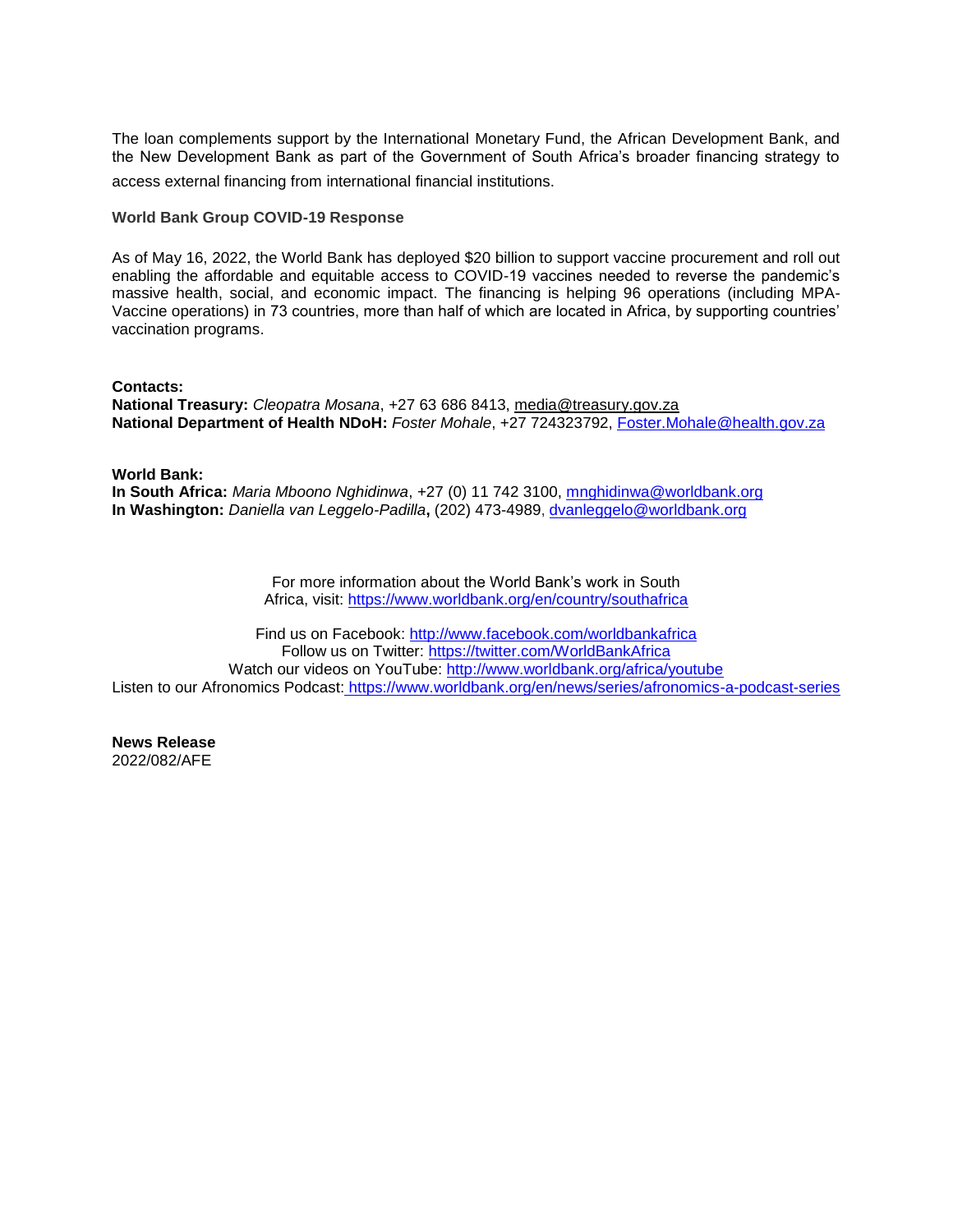The loan complements support by the International Monetary Fund, the African Development Bank, and the New Development Bank as part of the Government of South Africa's broader financing strategy to access external financing from international financial institutions.

**World Bank Group COVID-19 Response**

As of May 16, 2022, the World Bank has deployed $20 billion to support vaccine procurement and roll out enabling the affordable and equitable access to COVID-19 vaccines needed to reverse the pandemic's massive health, social, and economic impact. The financing is helping 96 operations (including MPA-Vaccine operations) in 73 countries, more than half of which are located in Africa, by supporting countries' vaccination programs.

**Contacts:**
**National Treasury:** *Cleopatra Mosana*, +27 63 686 8413, media@treasury.gov.za
**National Department of Health NDoH:** *Foster Mohale*, +27 724323792, Foster.Mohale@health.gov.za

**World Bank:**
**In South Africa:** *Maria Mboono Nghidinwa*, +27 (0) 11 742 3100, mnghidinwa@worldbank.org
**In Washington:** *Daniella van Leggelo-Padilla***,** (202) 473-4989, dvanleggelo@worldbank.org

For more information about the World Bank's work in South Africa, visit: https://www.worldbank.org/en/country/southafrica

Find us on Facebook: http://www.facebook.com/worldbankafrica
Follow us on Twitter: https://twitter.com/WorldBankAfrica
Watch our videos on YouTube: http://www.worldbank.org/africa/youtube
Listen to our Afronomics Podcast: https://www.worldbank.org/en/news/series/afronomics-a-podcast-series

**News Release**
2022/082/AFE